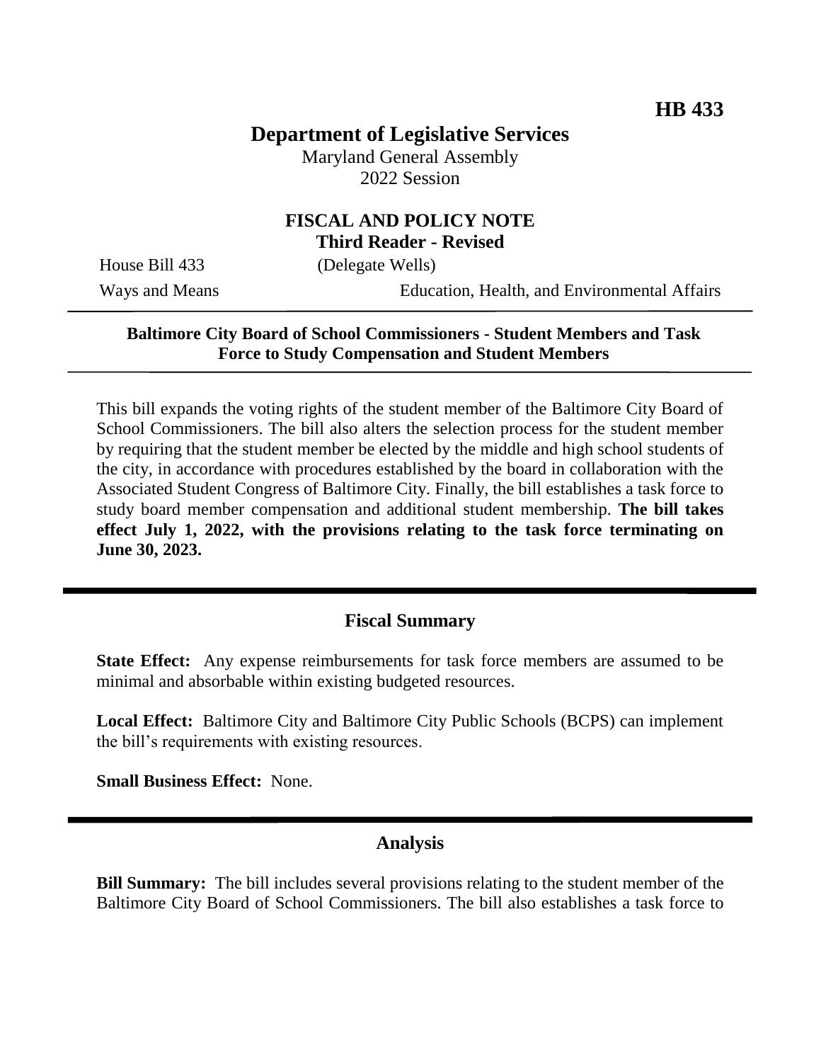**HB 433**

# Department of Legislative Services

Maryland General Assembly
2022 Session

## FISCAL AND POLICY NOTE
**Third Reader - Revised**

House Bill 433 (Delegate Wells)

Ways and Means Education, Health, and Environmental Affairs

---

**Baltimore City Board of School Commissioners - Student Members and Task Force to Study Compensation and Student Members**

---

This bill expands the voting rights of the student member of the Baltimore City Board of School Commissioners. The bill also alters the selection process for the student member by requiring that the student member be elected by the middle and high school students of the city, in accordance with procedures established by the board in collaboration with the Associated Student Congress of Baltimore City. Finally, the bill establishes a task force to study board member compensation and additional student membership. **The bill takes effect July 1, 2022, with the provisions relating to the task force terminating on June 30, 2023.**

---

## Fiscal Summary

**State Effect:** Any expense reimbursements for task force members are assumed to be minimal and absorbable within existing budgeted resources.

**Local Effect:** Baltimore City and Baltimore City Public Schools (BCPS) can implement the bill's requirements with existing resources.

**Small Business Effect:** None.

---

## Analysis

**Bill Summary:** The bill includes several provisions relating to the student member of the Baltimore City Board of School Commissioners. The bill also establishes a task force to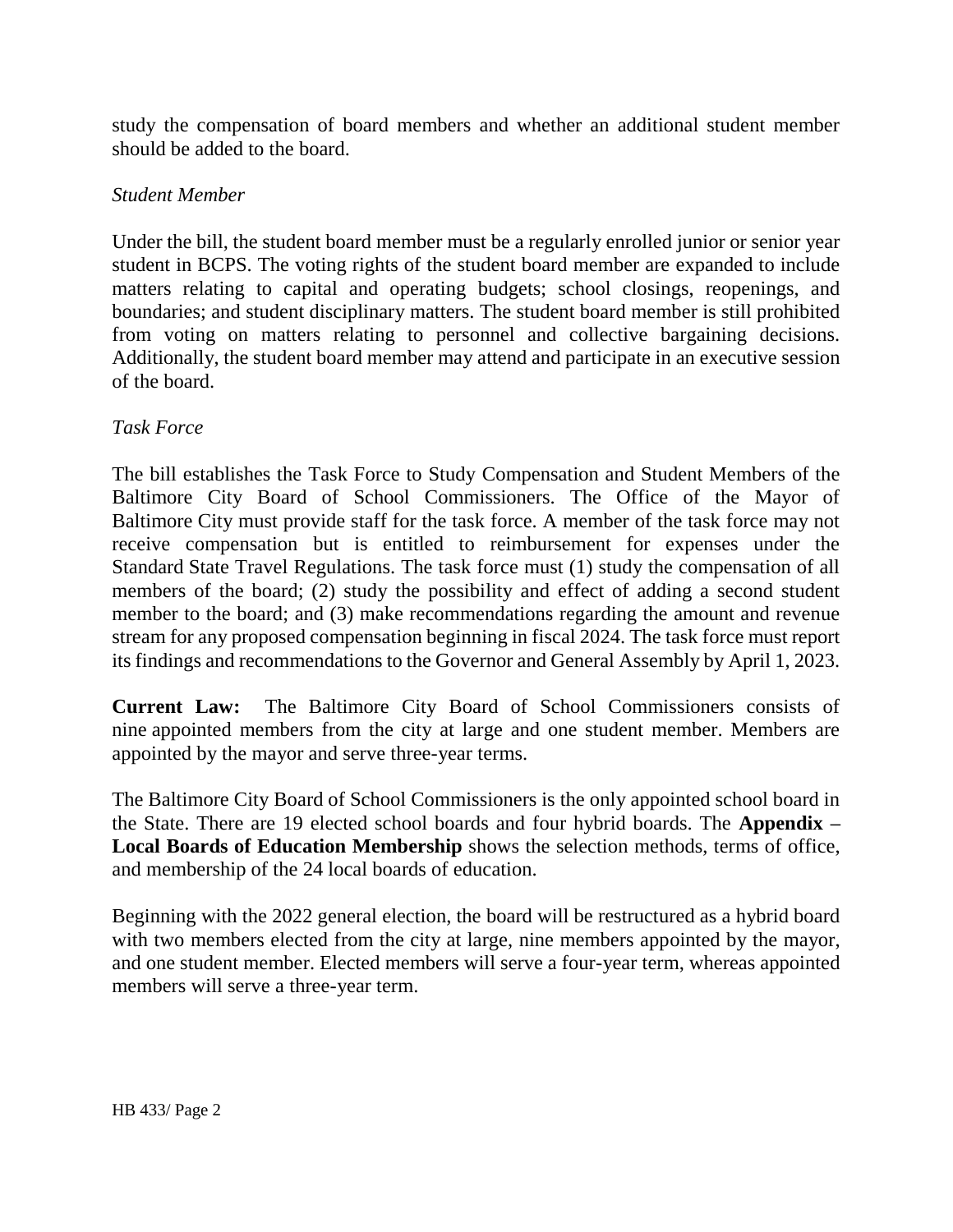study the compensation of board members and whether an additional student member should be added to the board.

*Student Member*

Under the bill, the student board member must be a regularly enrolled junior or senior year student in BCPS. The voting rights of the student board member are expanded to include matters relating to capital and operating budgets; school closings, reopenings, and boundaries; and student disciplinary matters. The student board member is still prohibited from voting on matters relating to personnel and collective bargaining decisions. Additionally, the student board member may attend and participate in an executive session of the board.

*Task Force*

The bill establishes the Task Force to Study Compensation and Student Members of the Baltimore City Board of School Commissioners. The Office of the Mayor of Baltimore City must provide staff for the task force. A member of the task force may not receive compensation but is entitled to reimbursement for expenses under the Standard State Travel Regulations. The task force must (1) study the compensation of all members of the board; (2) study the possibility and effect of adding a second student member to the board; and (3) make recommendations regarding the amount and revenue stream for any proposed compensation beginning in fiscal 2024. The task force must report its findings and recommendations to the Governor and General Assembly by April 1, 2023.

**Current Law:** The Baltimore City Board of School Commissioners consists of nine appointed members from the city at large and one student member. Members are appointed by the mayor and serve three-year terms.

The Baltimore City Board of School Commissioners is the only appointed school board in the State. There are 19 elected school boards and four hybrid boards. The **Appendix – Local Boards of Education Membership** shows the selection methods, terms of office, and membership of the 24 local boards of education.

Beginning with the 2022 general election, the board will be restructured as a hybrid board with two members elected from the city at large, nine members appointed by the mayor, and one student member. Elected members will serve a four-year term, whereas appointed members will serve a three-year term.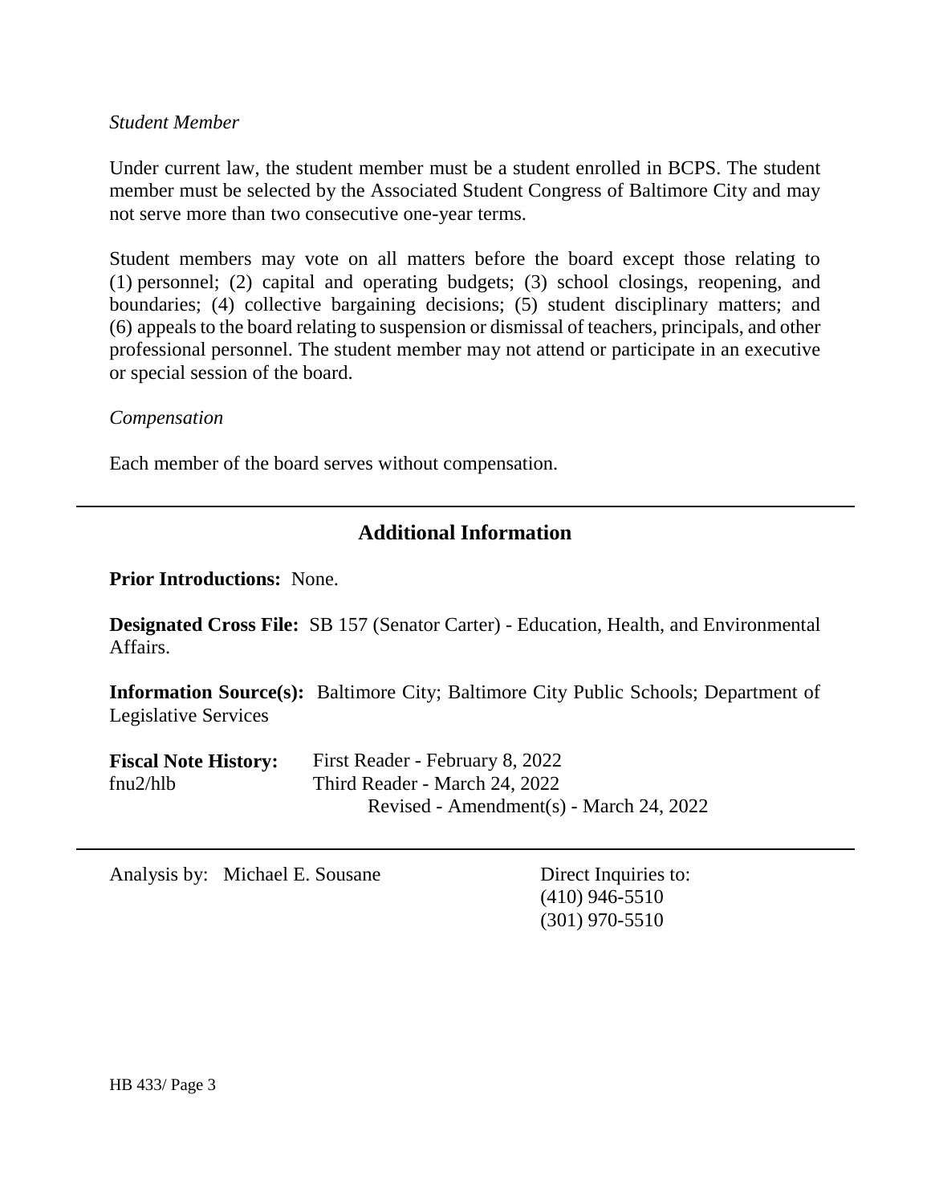*Student Member*

Under current law, the student member must be a student enrolled in BCPS. The student member must be selected by the Associated Student Congress of Baltimore City and may not serve more than two consecutive one-year terms.

Student members may vote on all matters before the board except those relating to (1) personnel; (2) capital and operating budgets; (3) school closings, reopening, and boundaries; (4) collective bargaining decisions; (5) student disciplinary matters; and (6) appeals to the board relating to suspension or dismissal of teachers, principals, and other professional personnel. The student member may not attend or participate in an executive or special session of the board.

*Compensation*

Each member of the board serves without compensation.

---

## Additional Information

**Prior Introductions:** None.

**Designated Cross File:** SB 157 (Senator Carter) - Education, Health, and Environmental Affairs.

**Information Source(s):** Baltimore City; Baltimore City Public Schools; Department of Legislative Services

**Fiscal Note History:** First Reader - February 8, 2022
fnu2/hlb Third Reader - March 24, 2022
Revised - Amendment(s) - March 24, 2022

---

Analysis by: Michael E. Sousane

Direct Inquiries to:
(410) 946-5510
(301) 970-5510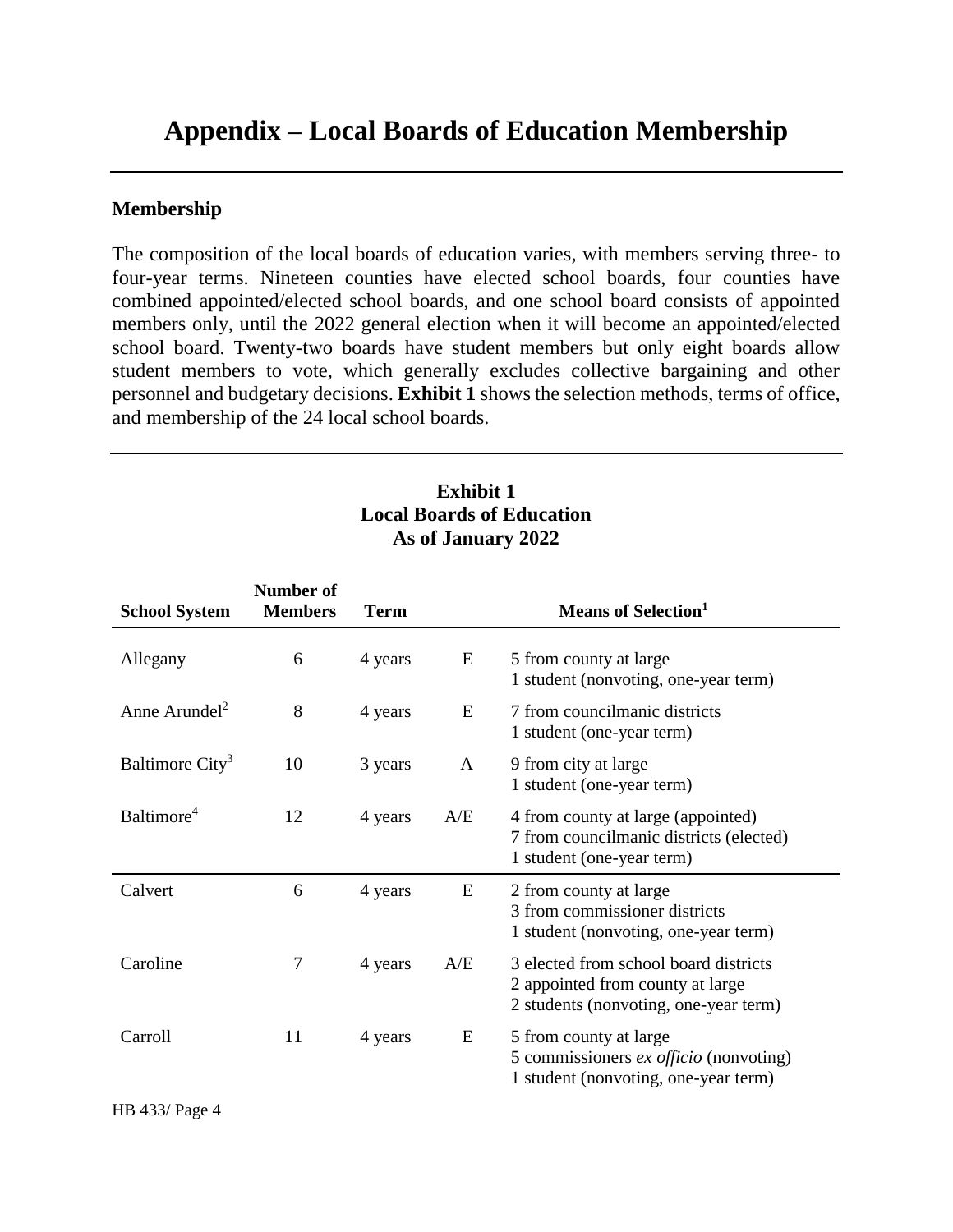# Appendix – Local Boards of Education Membership

## Membership

The composition of the local boards of education varies, with members serving three- to four-year terms. Nineteen counties have elected school boards, four counties have combined appointed/elected school boards, and one school board consists of appointed members only, until the 2022 general election when it will become an appointed/elected school board. Twenty-two boards have student members but only eight boards allow student members to vote, which generally excludes collective bargaining and other personnel and budgetary decisions. **Exhibit 1** shows the selection methods, terms of office, and membership of the 24 local school boards.

**Exhibit 1**
**Local Boards of Education**
**As of January 2022**

| School System | Number of Members | Term | | Means of Selection[1] |
|---|---|---|---|---|
| Allegany | 6 | 4 years | E | 5 from county at large<br>1 student (nonvoting, one-year term) |
| Anne Arundel[2] | 8 | 4 years | E | 7 from councilmanic districts<br>1 student (one-year term) |
| Baltimore City[3] | 10 | 3 years | A | 9 from city at large<br>1 student (one-year term) |
| Baltimore[4] | 12 | 4 years | A/E | 4 from county at large (appointed)<br>7 from councilmanic districts (elected)<br>1 student (one-year term) |
| Calvert | 6 | 4 years | E | 2 from county at large<br>3 from commissioner districts<br>1 student (nonvoting, one-year term) |
| Caroline | 7 | 4 years | A/E | 3 elected from school board districts<br>2 appointed from county at large<br>2 students (nonvoting, one-year term) |
| Carroll | 11 | 4 years | E | 5 from county at large<br>5 commissioners *ex officio* (nonvoting)<br>1 student (nonvoting, one-year term) |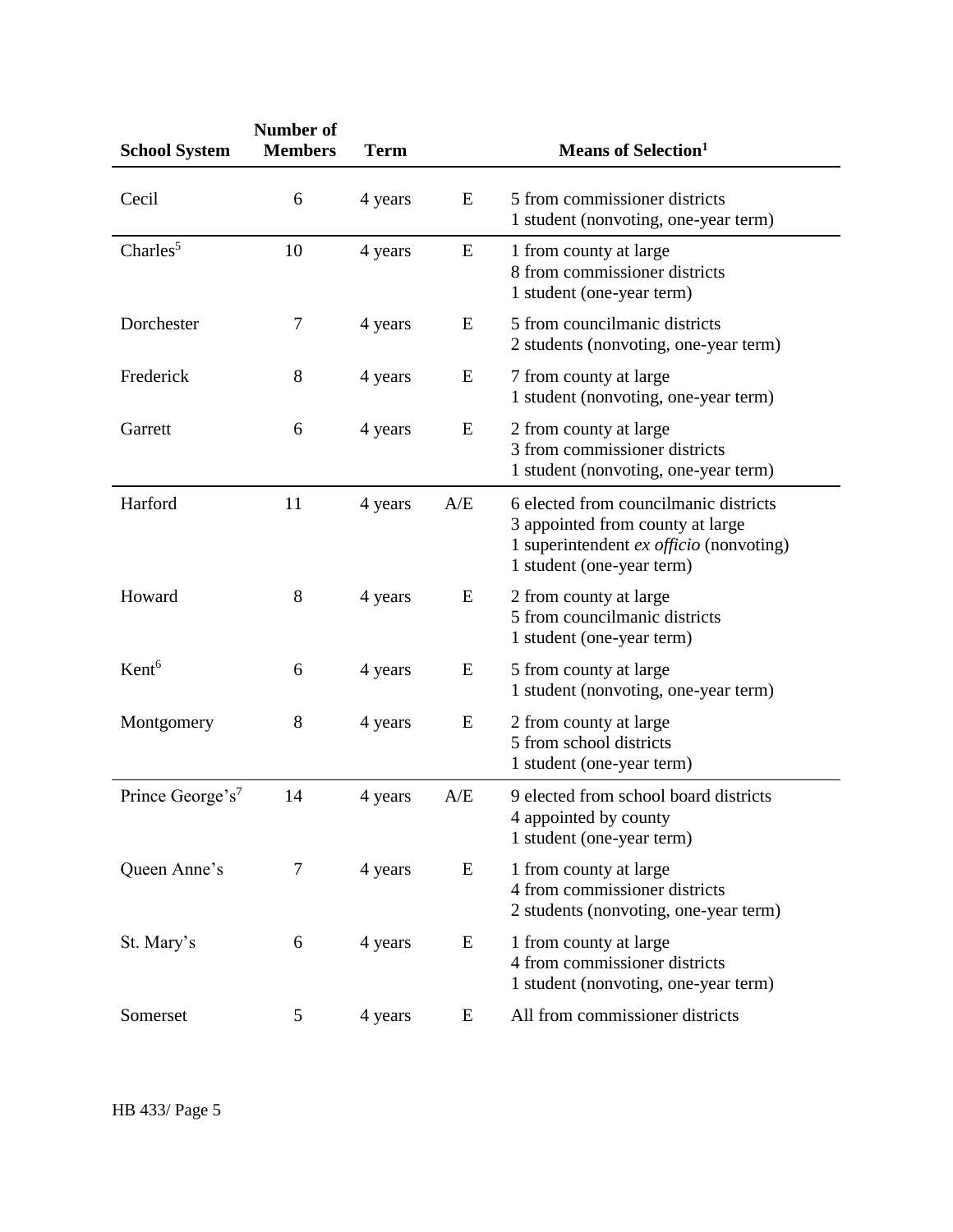| School System | Number of Members | Term | | Means of Selection[1] |
|---|---|---|---|---|
| Cecil | 6 | 4 years | E | 5 from commissioner districts<br>1 student (nonvoting, one-year term) |
| Charles[5] | 10 | 4 years | E | 1 from county at large<br>8 from commissioner districts<br>1 student (one-year term) |
| Dorchester | 7 | 4 years | E | 5 from councilmanic districts<br>2 students (nonvoting, one-year term) |
| Frederick | 8 | 4 years | E | 7 from county at large<br>1 student (nonvoting, one-year term) |
| Garrett | 6 | 4 years | E | 2 from county at large<br>3 from commissioner districts<br>1 student (nonvoting, one-year term) |
| Harford | 11 | 4 years | A/E | 6 elected from councilmanic districts<br>3 appointed from county at large<br>1 superintendent *ex officio* (nonvoting)<br>1 student (one-year term) |
| Howard | 8 | 4 years | E | 2 from county at large<br>5 from councilmanic districts<br>1 student (one-year term) |
| Kent[6] | 6 | 4 years | E | 5 from county at large<br>1 student (nonvoting, one-year term) |
| Montgomery | 8 | 4 years | E | 2 from county at large<br>5 from school districts<br>1 student (one-year term) |
| Prince George's[7] | 14 | 4 years | A/E | 9 elected from school board districts<br>4 appointed by county<br>1 student (one-year term) |
| Queen Anne's | 7 | 4 years | E | 1 from county at large<br>4 from commissioner districts<br>2 students (nonvoting, one-year term) |
| St. Mary's | 6 | 4 years | E | 1 from county at large<br>4 from commissioner districts<br>1 student (nonvoting, one-year term) |
| Somerset | 5 | 4 years | E | All from commissioner districts |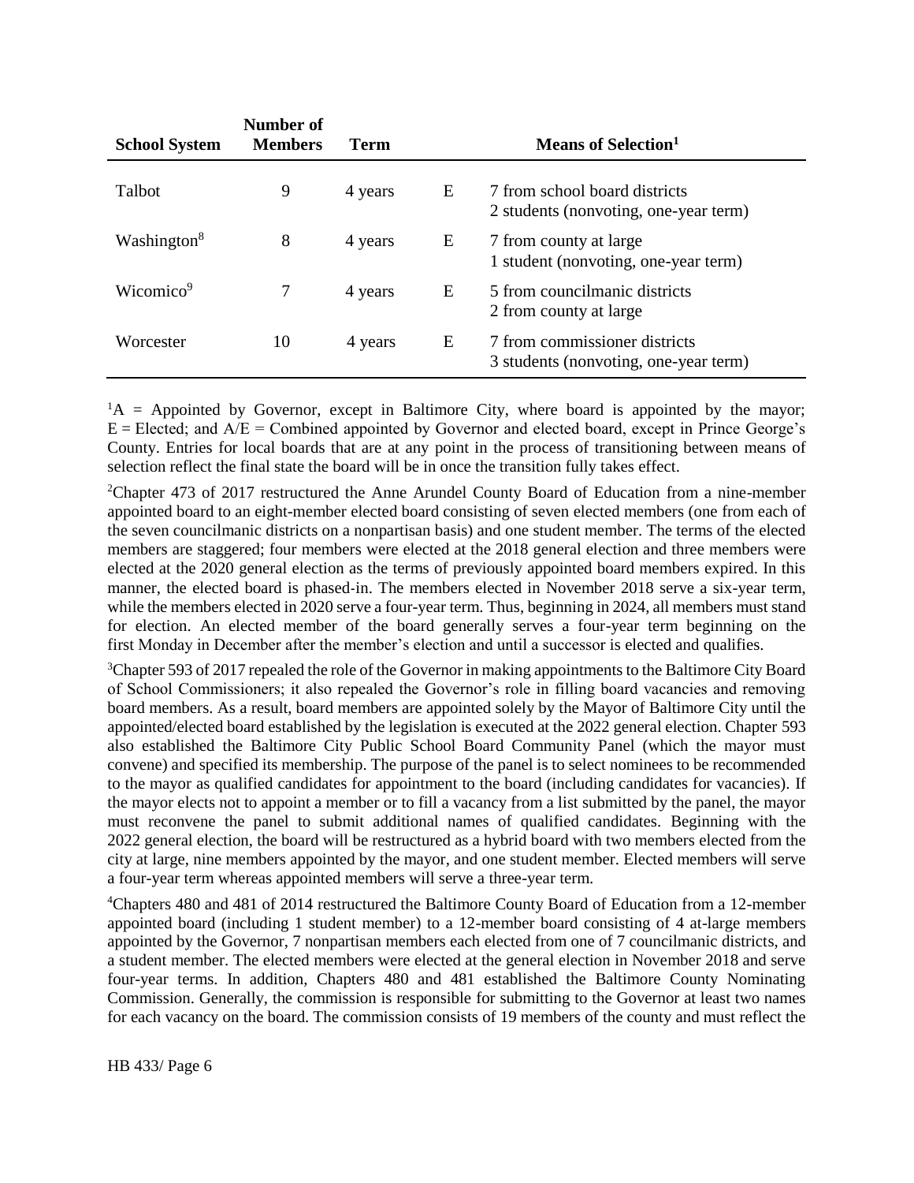| School System | Number of Members | Term | | Means of Selection[1] |
|---|---|---|---|---|
| Talbot | 9 | 4 years | E | 7 from school board districts<br>2 students (nonvoting, one-year term) |
| Washington[8] | 8 | 4 years | E | 7 from county at large<br>1 student (nonvoting, one-year term) |
| Wicomico[9] | 7 | 4 years | E | 5 from councilmanic districts<br>2 from county at large |
| Worcester | 10 | 4 years | E | 7 from commissioner districts<br>3 students (nonvoting, one-year term) |

[1]A = Appointed by Governor, except in Baltimore City, where board is appointed by the mayor; E = Elected; and A/E = Combined appointed by Governor and elected board, except in Prince George's County. Entries for local boards that are at any point in the process of transitioning between means of selection reflect the final state the board will be in once the transition fully takes effect.

[2]Chapter 473 of 2017 restructured the Anne Arundel County Board of Education from a nine-member appointed board to an eight-member elected board consisting of seven elected members (one from each of the seven councilmanic districts on a nonpartisan basis) and one student member. The terms of the elected members are staggered; four members were elected at the 2018 general election and three members were elected at the 2020 general election as the terms of previously appointed board members expired. In this manner, the elected board is phased-in. The members elected in November 2018 serve a six-year term, while the members elected in 2020 serve a four-year term. Thus, beginning in 2024, all members must stand for election. An elected member of the board generally serves a four-year term beginning on the first Monday in December after the member's election and until a successor is elected and qualifies.

[3]Chapter 593 of 2017 repealed the role of the Governor in making appointments to the Baltimore City Board of School Commissioners; it also repealed the Governor's role in filling board vacancies and removing board members. As a result, board members are appointed solely by the Mayor of Baltimore City until the appointed/elected board established by the legislation is executed at the 2022 general election. Chapter 593 also established the Baltimore City Public School Board Community Panel (which the mayor must convene) and specified its membership. The purpose of the panel is to select nominees to be recommended to the mayor as qualified candidates for appointment to the board (including candidates for vacancies). If the mayor elects not to appoint a member or to fill a vacancy from a list submitted by the panel, the mayor must reconvene the panel to submit additional names of qualified candidates. Beginning with the 2022 general election, the board will be restructured as a hybrid board with two members elected from the city at large, nine members appointed by the mayor, and one student member. Elected members will serve a four-year term whereas appointed members will serve a three-year term.

[4]Chapters 480 and 481 of 2014 restructured the Baltimore County Board of Education from a 12-member appointed board (including 1 student member) to a 12-member board consisting of 4 at-large members appointed by the Governor, 7 nonpartisan members each elected from one of 7 councilmanic districts, and a student member. The elected members were elected at the general election in November 2018 and serve four-year terms. In addition, Chapters 480 and 481 established the Baltimore County Nominating Commission. Generally, the commission is responsible for submitting to the Governor at least two names for each vacancy on the board. The commission consists of 19 members of the county and must reflect the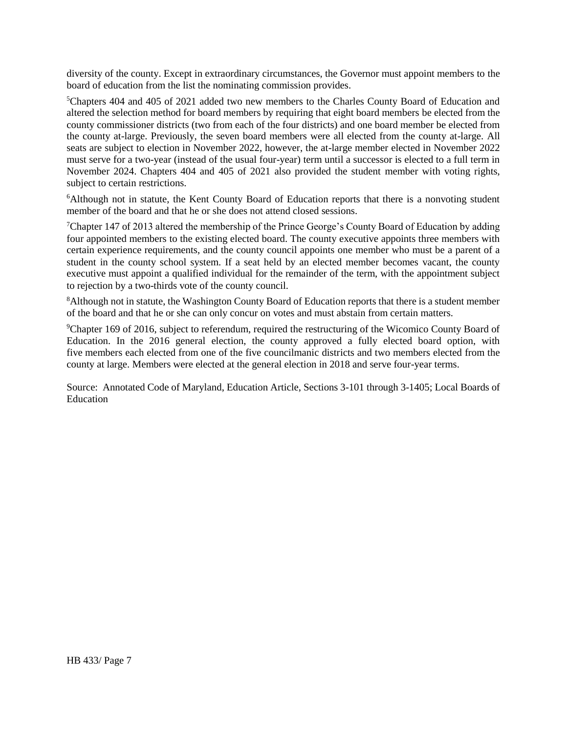diversity of the county. Except in extraordinary circumstances, the Governor must appoint members to the board of education from the list the nominating commission provides.

[5]Chapters 404 and 405 of 2021 added two new members to the Charles County Board of Education and altered the selection method for board members by requiring that eight board members be elected from the county commissioner districts (two from each of the four districts) and one board member be elected from the county at-large. Previously, the seven board members were all elected from the county at-large. All seats are subject to election in November 2022, however, the at-large member elected in November 2022 must serve for a two-year (instead of the usual four-year) term until a successor is elected to a full term in November 2024. Chapters 404 and 405 of 2021 also provided the student member with voting rights, subject to certain restrictions.

[6]Although not in statute, the Kent County Board of Education reports that there is a nonvoting student member of the board and that he or she does not attend closed sessions.

[7]Chapter 147 of 2013 altered the membership of the Prince George's County Board of Education by adding four appointed members to the existing elected board. The county executive appoints three members with certain experience requirements, and the county council appoints one member who must be a parent of a student in the county school system. If a seat held by an elected member becomes vacant, the county executive must appoint a qualified individual for the remainder of the term, with the appointment subject to rejection by a two-thirds vote of the county council.

[8]Although not in statute, the Washington County Board of Education reports that there is a student member of the board and that he or she can only concur on votes and must abstain from certain matters.

[9]Chapter 169 of 2016, subject to referendum, required the restructuring of the Wicomico County Board of Education. In the 2016 general election, the county approved a fully elected board option, with five members each elected from one of the five councilmanic districts and two members elected from the county at large. Members were elected at the general election in 2018 and serve four-year terms.

Source: Annotated Code of Maryland, Education Article, Sections 3-101 through 3-1405; Local Boards of Education